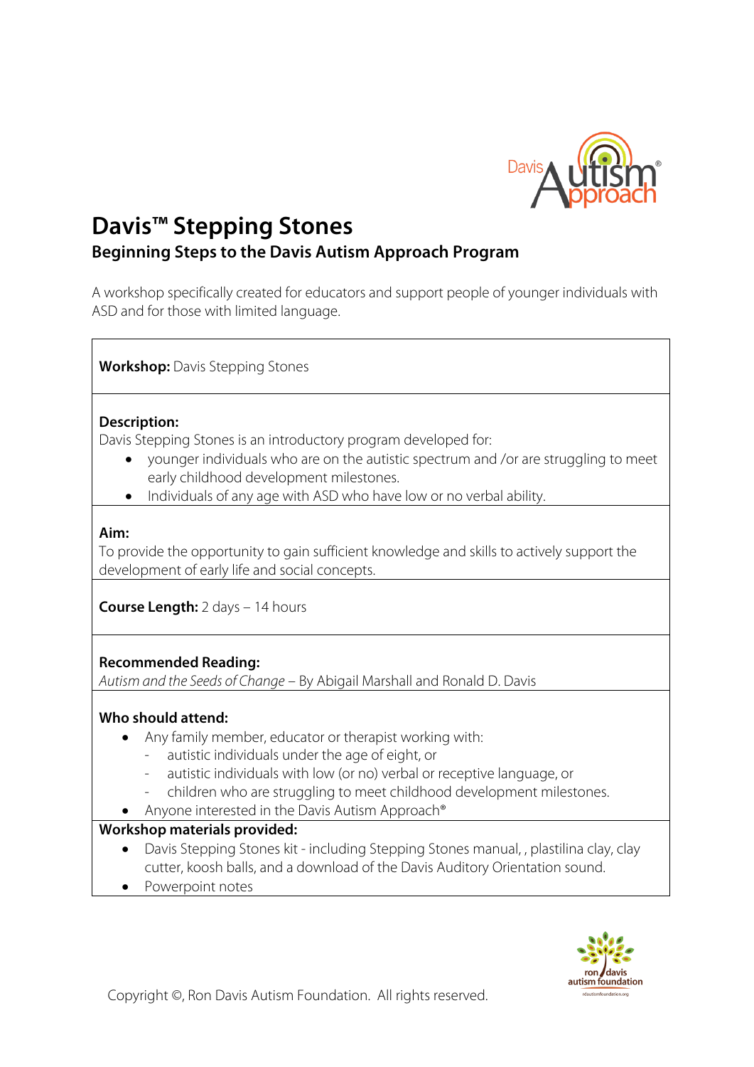# Davis™ Stepping Stones

## Beginning Steps to the Davis Autism Approach Program

A workshop specifically created for educators and support people of younger individuals with ASD and for those with limited language.

**Workshop:** Davis Stepping Stones

**Description:**
Davis Stepping Stones is an introductory program developed for:

- younger individuals who are on the autistic spectrum and /or are struggling to meet early childhood development milestones.
- Individuals of any age with ASD who have low or no verbal ability.

**Aim:**
To provide the opportunity to gain sufficient knowledge and skills to actively support the development of early life and social concepts.

**Course Length:** 2 days – 14 hours

**Recommended Reading:**
*Autism and the Seeds of Change* – By Abigail Marshall and Ronald D. Davis

**Who should attend:**

- Any family member, educator or therapist working with:
  - autistic individuals under the age of eight, or
  - autistic individuals with low (or no) verbal or receptive language, or
  - children who are struggling to meet childhood development milestones.
- Anyone interested in the Davis Autism Approach®

**Workshop materials provided:**

- Davis Stepping Stones kit - including Stepping Stones manual, , plastilina clay, clay cutter, koosh balls, and a download of the Davis Auditory Orientation sound.
- Powerpoint notes

Copyright ©, Ron Davis Autism Foundation. All rights reserved.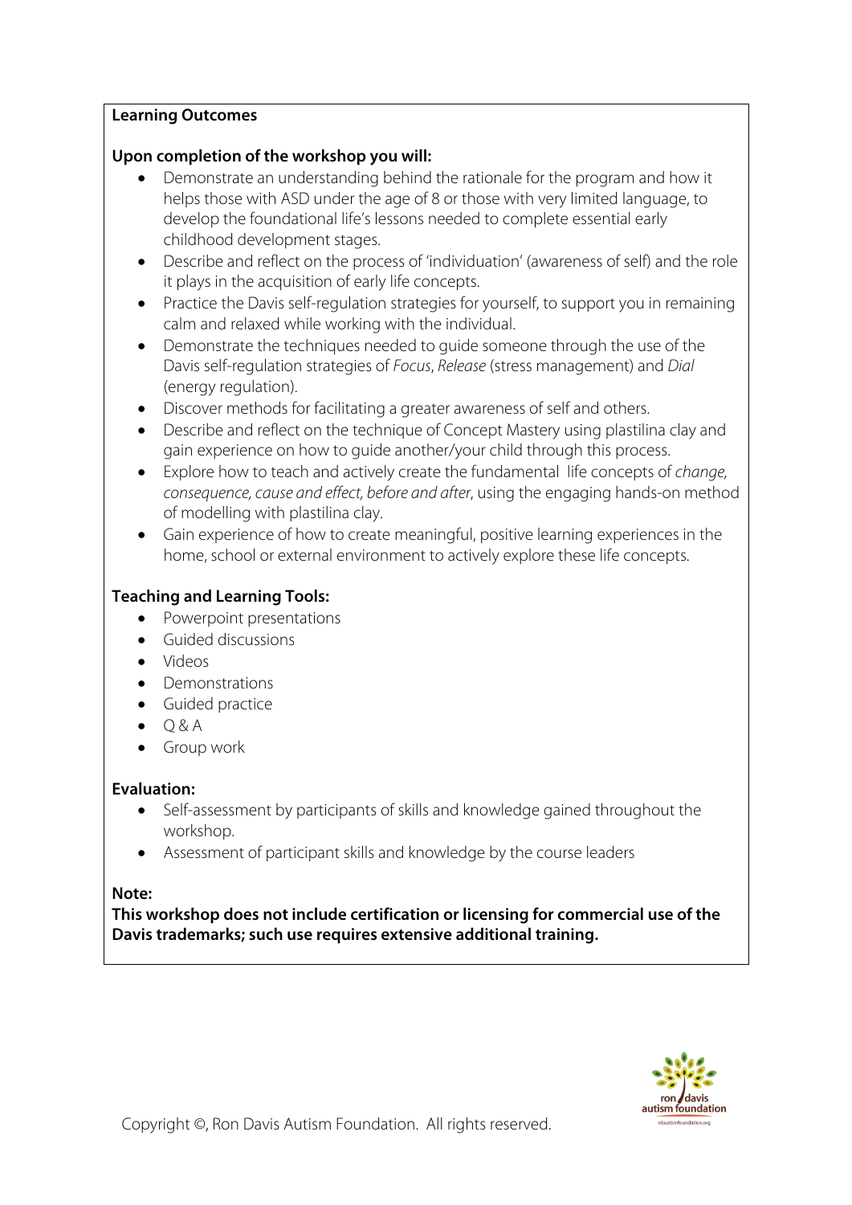**Learning Outcomes**

**Upon completion of the workshop you will:**

- Demonstrate an understanding behind the rationale for the program and how it helps those with ASD under the age of 8 or those with very limited language, to develop the foundational life's lessons needed to complete essential early childhood development stages.
- Describe and reflect on the process of 'individuation' (awareness of self) and the role it plays in the acquisition of early life concepts.
- Practice the Davis self-regulation strategies for yourself, to support you in remaining calm and relaxed while working with the individual.
- Demonstrate the techniques needed to guide someone through the use of the Davis self-regulation strategies of *Focus*, *Release* (stress management) and *Dial* (energy regulation).
- Discover methods for facilitating a greater awareness of self and others.
- Describe and reflect on the technique of Concept Mastery using plastilina clay and gain experience on how to guide another/your child through this process.
- Explore how to teach and actively create the fundamental life concepts of *change, consequence, cause and effect, before and after*, using the engaging hands-on method of modelling with plastilina clay.
- Gain experience of how to create meaningful, positive learning experiences in the home, school or external environment to actively explore these life concepts.

**Teaching and Learning Tools:**

- Powerpoint presentations
- Guided discussions
- Videos
- Demonstrations
- Guided practice
- Q & A
- Group work

**Evaluation:**

- Self-assessment by participants of skills and knowledge gained throughout the workshop.
- Assessment of participant skills and knowledge by the course leaders

**Note:**

**This workshop does not include certification or licensing for commercial use of the Davis trademarks; such use requires extensive additional training.**

Copyright ©, Ron Davis Autism Foundation. All rights reserved.